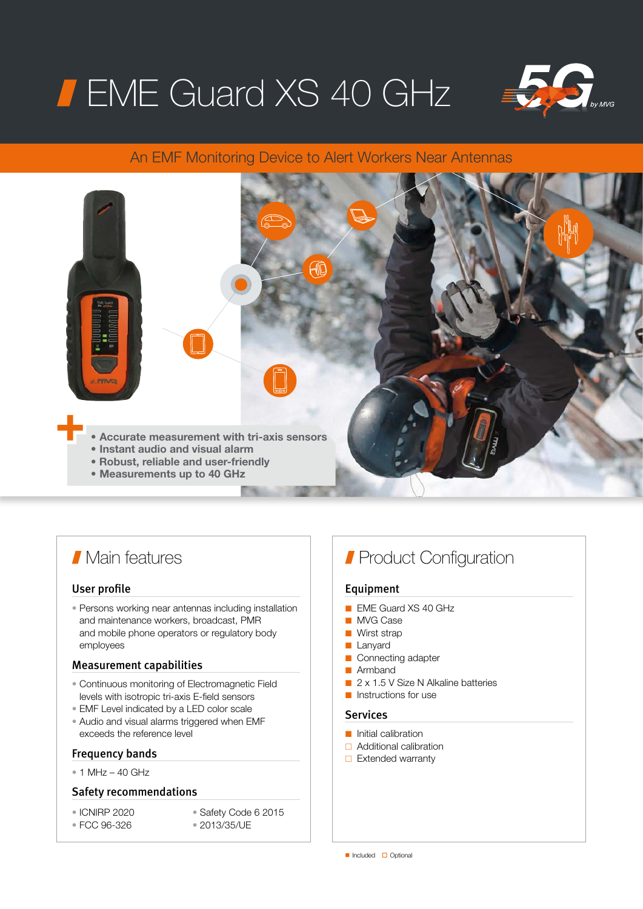# EME Guard XS 40 GHz

## An EMF Monitoring Device to Alert Workers Near Antennas

- **Accurate measurement with tri-axis sensors**
- **Instant audio and visual alarm**
- **Robust, reliable and user-friendly**
- **Measurements up to 40 GHz**

## Main features

### User profile

- Persons working near antennas including installation and maintenance workers, broadcast, PMR and mobile phone operators or regulatory body employees

### Measurement capabilities

- Continuous monitoring of Electromagnetic Field levels with isotropic tri-axis E-field sensors
- EMF Level indicated by a LED color scale
- Audio and visual alarms triggered when EMF exceeds the reference level

### Frequency bands

- 1 MHz – 40 GHz

### Safety recommendations

- ICNIRP 2020
- FCC 96-326
- Safety Code 6 2015
- 2013/35/UE

## Product Configuration

### Equipment

- ■ EME Guard XS 40 GHz
- ■ MVG Case
- ■ Wirst strap
- ■ Lanyard
- ■ Connecting adapter
- ■ Armband
- ■ 2 x 1.5 V Size N Alkaline batteries
- ■ Instructions for use

### Services

- ■ Initial calibration
- □ Additional calibration
- □ Extended warranty

■ Included □ Optional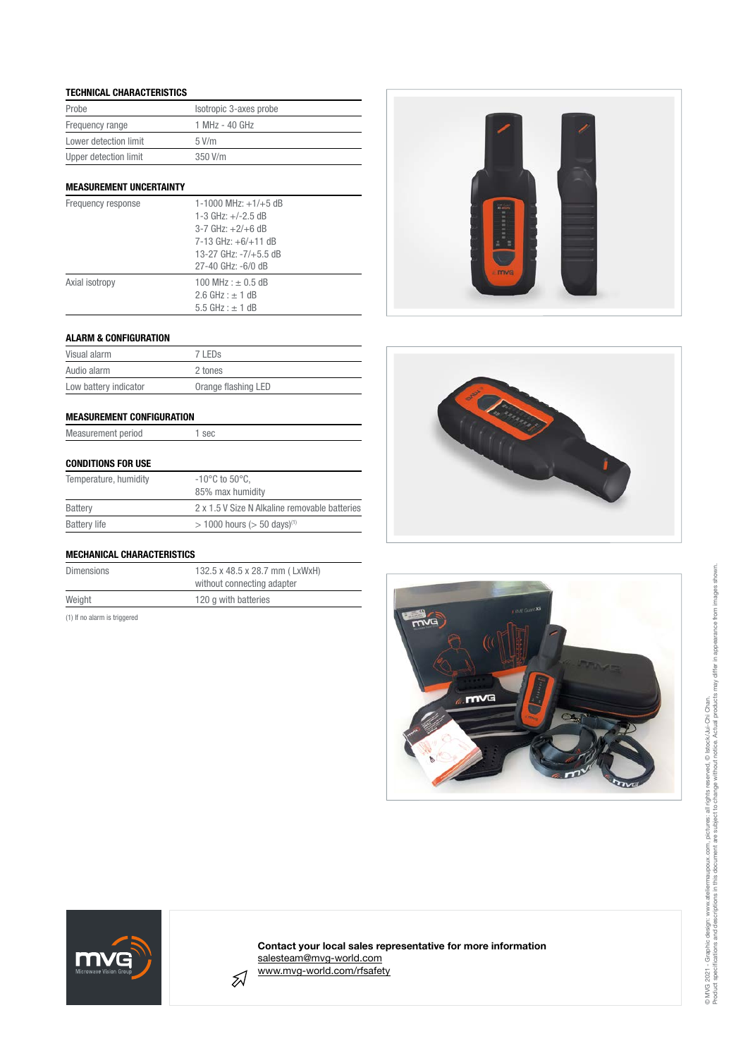## TECHNICAL CHARACTERISTICS

| | |
|---|---|
| Probe | Isotropic 3-axes probe |
| Frequency range | 1 MHz - 40 GHz |
| Lower detection limit | 5 V/m |
| Upper detection limit | 350 V/m |

## MEASUREMENT UNCERTAINTY

| | |
|---|---|
| Frequency response | 1-1000 MHz: +1/+5 dB<br>1-3 GHz: +/-2.5 dB<br>3-7 GHz: +2/+6 dB<br>7-13 GHz: +6/+11 dB<br>13-27 GHz: -7/+5.5 dB<br>27-40 GHz: -6/0 dB |
| Axial isotropy | 100 MHz : ± 0.5 dB<br>2.6 GHz : ± 1 dB<br>5.5 GHz : ± 1 dB |

## ALARM & CONFIGURATION

| | |
|---|---|
| Visual alarm | 7 LEDs |
| Audio alarm | 2 tones |
| Low battery indicator | Orange flashing LED |

## MEASUREMENT CONFIGURATION

| | |
|---|---|
| Measurement period | 1 sec |

## CONDITIONS FOR USE

| | |
|---|---|
| Temperature, humidity | -10°C to 50°C,<br>85% max humidity |
| Battery | 2 x 1.5 V Size N Alkaline removable batteries |
| Battery life | > 1000 hours (> 50 days)[1] |

## MECHANICAL CHARACTERISTICS

| | |
|---|---|
| Dimensions | 132.5 x 48.5 x 28.7 mm ( LxWxH)<br>without connecting adapter |
| Weight | 120 g with batteries |

(1) If no alarm is triggered

mvg Microwave Vision Group

**Contact your local sales representative for more information**
salesteam@mvg-world.com
www.mvg-world.com/rfsafety

© MVG 2021 - Graphic design: www.ateliermaupoux.com, pictures: all rights reserved, © Istock/Jui-Chi Chan.
Product specifications and descriptions in this document are subject to change without notice. Actual products may differ in appearance from images shown.